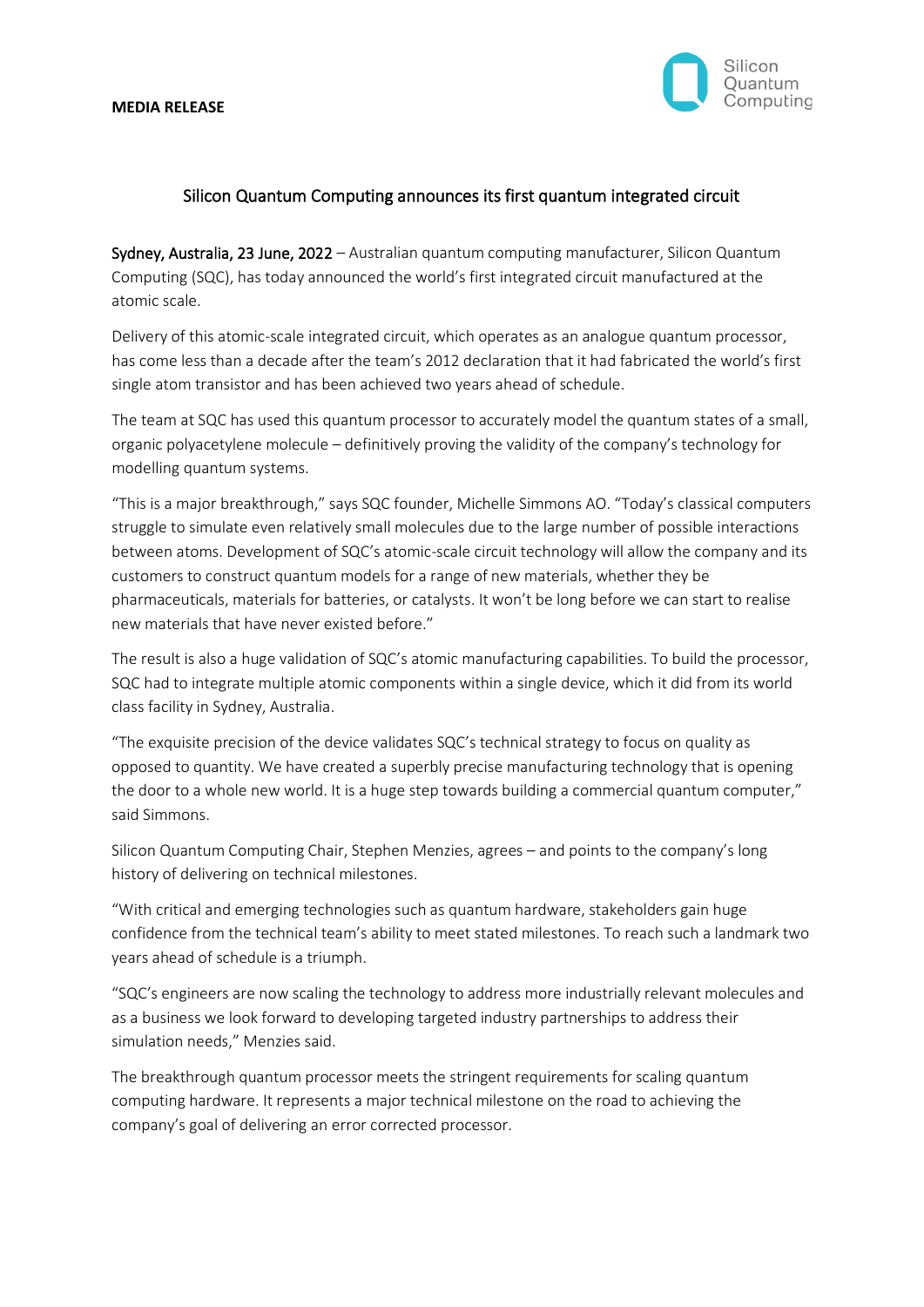**MEDIA RELEASE**

Silicon Quantum Computing

# Silicon Quantum Computing announces its first quantum integrated circuit

**Sydney, Australia, 23 June, 2022** – Australian quantum computing manufacturer, Silicon Quantum Computing (SQC), has today announced the world's first integrated circuit manufactured at the atomic scale.

Delivery of this atomic-scale integrated circuit, which operates as an analogue quantum processor, has come less than a decade after the team's 2012 declaration that it had fabricated the world's first single atom transistor and has been achieved two years ahead of schedule.

The team at SQC has used this quantum processor to accurately model the quantum states of a small, organic polyacetylene molecule – definitively proving the validity of the company's technology for modelling quantum systems.

"This is a major breakthrough," says SQC founder, Michelle Simmons AO. "Today's classical computers struggle to simulate even relatively small molecules due to the large number of possible interactions between atoms. Development of SQC's atomic-scale circuit technology will allow the company and its customers to construct quantum models for a range of new materials, whether they be pharmaceuticals, materials for batteries, or catalysts. It won't be long before we can start to realise new materials that have never existed before."

The result is also a huge validation of SQC's atomic manufacturing capabilities. To build the processor, SQC had to integrate multiple atomic components within a single device, which it did from its world class facility in Sydney, Australia.

"The exquisite precision of the device validates SQC's technical strategy to focus on quality as opposed to quantity. We have created a superbly precise manufacturing technology that is opening the door to a whole new world. It is a huge step towards building a commercial quantum computer," said Simmons.

Silicon Quantum Computing Chair, Stephen Menzies, agrees – and points to the company's long history of delivering on technical milestones.

"With critical and emerging technologies such as quantum hardware, stakeholders gain huge confidence from the technical team's ability to meet stated milestones. To reach such a landmark two years ahead of schedule is a triumph.

"SQC's engineers are now scaling the technology to address more industrially relevant molecules and as a business we look forward to developing targeted industry partnerships to address their simulation needs," Menzies said.

The breakthrough quantum processor meets the stringent requirements for scaling quantum computing hardware. It represents a major technical milestone on the road to achieving the company's goal of delivering an error corrected processor.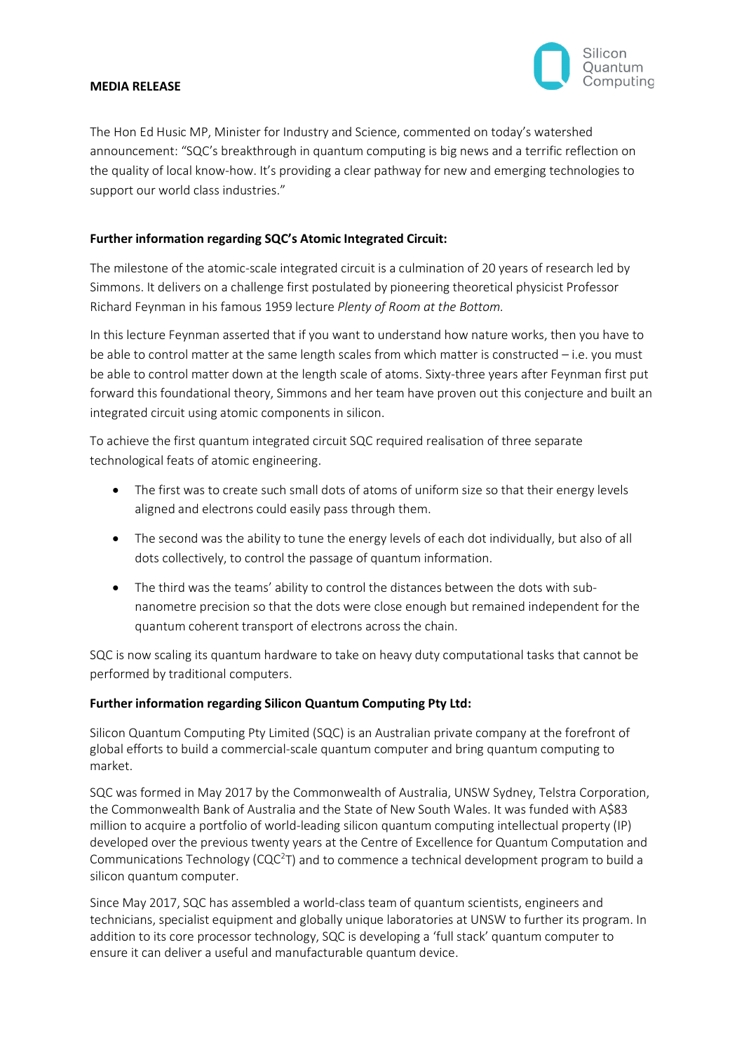**MEDIA RELEASE**

The Hon Ed Husic MP, Minister for Industry and Science, commented on today's watershed announcement: "SQC's breakthrough in quantum computing is big news and a terrific reflection on the quality of local know-how. It's providing a clear pathway for new and emerging technologies to support our world class industries."

**Further information regarding SQC's Atomic Integrated Circuit:**

The milestone of the atomic-scale integrated circuit is a culmination of 20 years of research led by Simmons. It delivers on a challenge first postulated by pioneering theoretical physicist Professor Richard Feynman in his famous 1959 lecture *Plenty of Room at the Bottom.*

In this lecture Feynman asserted that if you want to understand how nature works, then you have to be able to control matter at the same length scales from which matter is constructed – i.e. you must be able to control matter down at the length scale of atoms. Sixty-three years after Feynman first put forward this foundational theory, Simmons and her team have proven out this conjecture and built an integrated circuit using atomic components in silicon.

To achieve the first quantum integrated circuit SQC required realisation of three separate technological feats of atomic engineering.

- The first was to create such small dots of atoms of uniform size so that their energy levels aligned and electrons could easily pass through them.
- The second was the ability to tune the energy levels of each dot individually, but also of all dots collectively, to control the passage of quantum information.
- The third was the teams' ability to control the distances between the dots with sub-nanometre precision so that the dots were close enough but remained independent for the quantum coherent transport of electrons across the chain.

SQC is now scaling its quantum hardware to take on heavy duty computational tasks that cannot be performed by traditional computers.

**Further information regarding Silicon Quantum Computing Pty Ltd:**

Silicon Quantum Computing Pty Limited (SQC) is an Australian private company at the forefront of global efforts to build a commercial-scale quantum computer and bring quantum computing to market.

SQC was formed in May 2017 by the Commonwealth of Australia, UNSW Sydney, Telstra Corporation, the Commonwealth Bank of Australia and the State of New South Wales. It was funded with A$83 million to acquire a portfolio of world-leading silicon quantum computing intellectual property (IP) developed over the previous twenty years at the Centre of Excellence for Quantum Computation and Communications Technology ($CQC^2T$) and to commence a technical development program to build a silicon quantum computer.

Since May 2017, SQC has assembled a world-class team of quantum scientists, engineers and technicians, specialist equipment and globally unique laboratories at UNSW to further its program. In addition to its core processor technology, SQC is developing a 'full stack' quantum computer to ensure it can deliver a useful and manufacturable quantum device.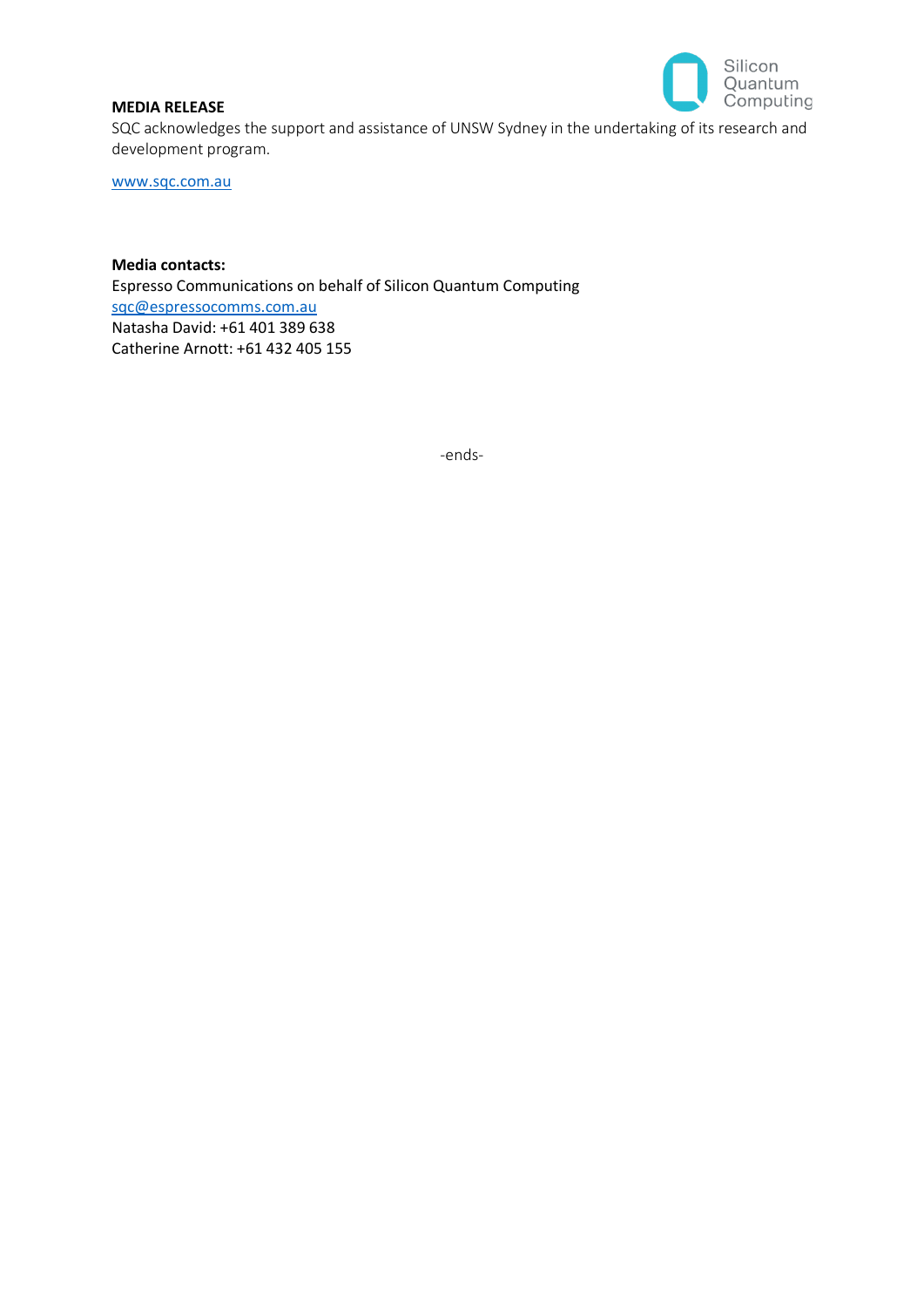**MEDIA RELEASE**

SQC acknowledges the support and assistance of UNSW Sydney in the undertaking of its research and development program.

www.sqc.com.au

**Media contacts:**
Espresso Communications on behalf of Silicon Quantum Computing
sqc@espressocomms.com.au
Natasha David: +61 401 389 638
Catherine Arnott: +61 432 405 155

-ends-